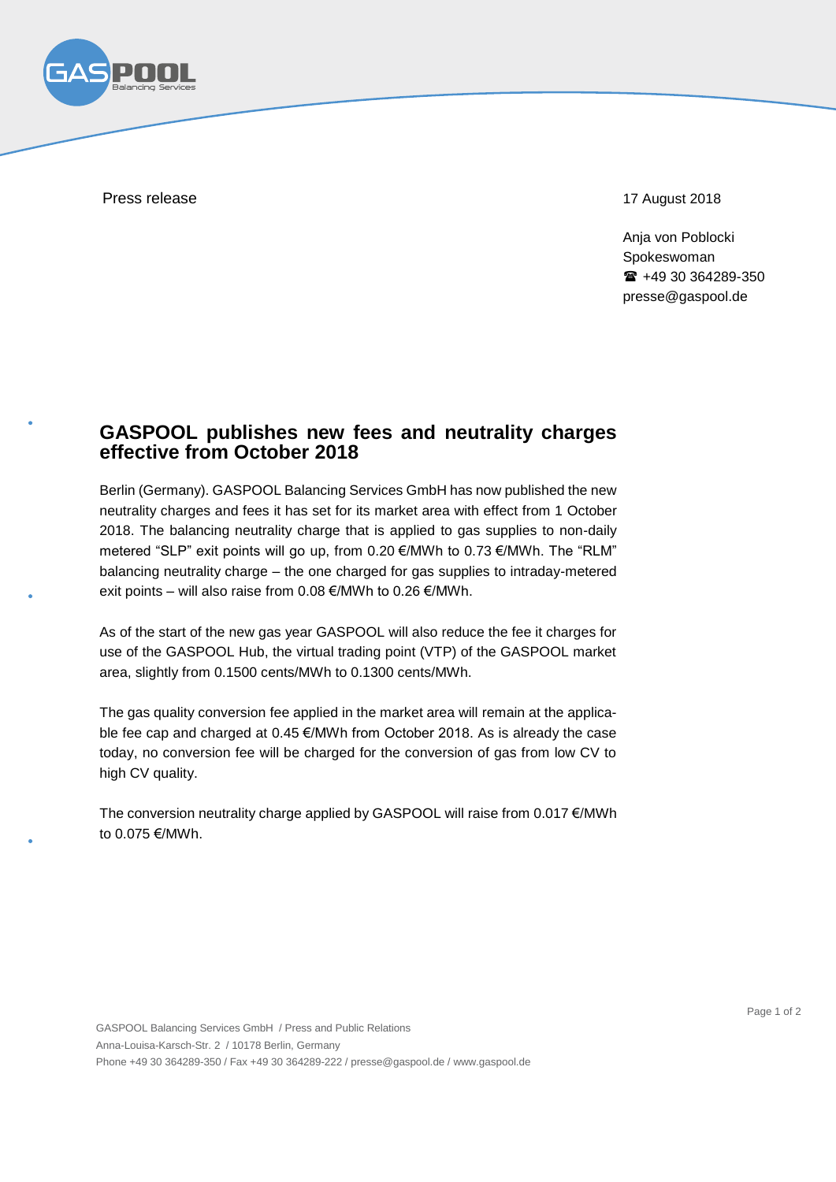Press release

17 August 2018

Anja von Poblocki
Spokeswoman
☎ +49 30 364289-350
presse@gaspool.de

# GASPOOL publishes new fees and neutrality charges effective from October 2018

Berlin (Germany). GASPOOL Balancing Services GmbH has now published the new neutrality charges and fees it has set for its market area with effect from 1 October 2018. The balancing neutrality charge that is applied to gas supplies to non-daily metered "SLP" exit points will go up, from 0.20 €/MWh to 0.73 €/MWh. The "RLM" balancing neutrality charge – the one charged for gas supplies to intraday-metered exit points – will also raise from 0.08 €/MWh to 0.26 €/MWh.

As of the start of the new gas year GASPOOL will also reduce the fee it charges for use of the GASPOOL Hub, the virtual trading point (VTP) of the GASPOOL market area, slightly from 0.1500 cents/MWh to 0.1300 cents/MWh.

The gas quality conversion fee applied in the market area will remain at the applicable fee cap and charged at 0.45 €/MWh from October 2018. As is already the case today, no conversion fee will be charged for the conversion of gas from low CV to high CV quality.

The conversion neutrality charge applied by GASPOOL will raise from 0.017 €/MWh to 0.075 €/MWh.

GASPOOL Balancing Services GmbH / Press and Public Relations
Anna-Louisa-Karsch-Str. 2 / 10178 Berlin, Germany
Phone +49 30 364289-350 / Fax +49 30 364289-222 / presse@gaspool.de / www.gaspool.de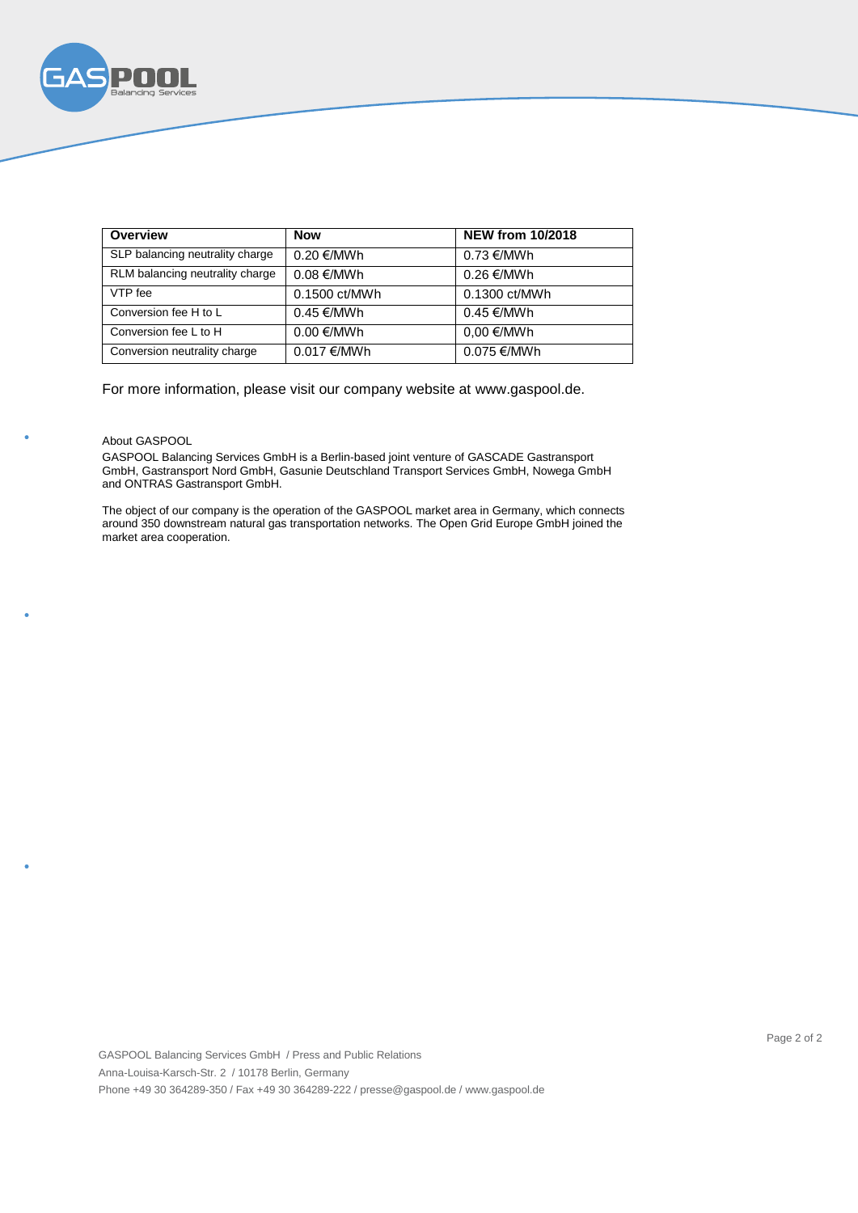| Overview | Now | NEW from 10/2018 |
| --- | --- | --- |
| SLP balancing neutrality charge | 0.20 €/MWh | 0.73 €/MWh |
| RLM balancing neutrality charge | 0.08 €/MWh | 0.26 €/MWh |
| VTP fee | 0.1500 ct/MWh | 0.1300 ct/MWh |
| Conversion fee H to L | 0.45 €/MWh | 0.45 €/MWh |
| Conversion fee L to H | 0.00 €/MWh | 0,00 €/MWh |
| Conversion neutrality charge | 0.017 €/MWh | 0.075 €/MWh |

For more information, please visit our company website at www.gaspool.de.

About GASPOOL

GASPOOL Balancing Services GmbH is a Berlin-based joint venture of GASCADE Gastransport GmbH, Gastransport Nord GmbH, Gasunie Deutschland Transport Services GmbH, Nowega GmbH and ONTRAS Gastransport GmbH.

The object of our company is the operation of the GASPOOL market area in Germany, which connects around 350 downstream natural gas transportation networks. The Open Grid Europe GmbH joined the market area cooperation.

GASPOOL Balancing Services GmbH / Press and Public Relations
Anna-Louisa-Karsch-Str. 2 / 10178 Berlin, Germany
Phone +49 30 364289-350 / Fax +49 30 364289-222 / presse@gaspool.de / www.gaspool.de